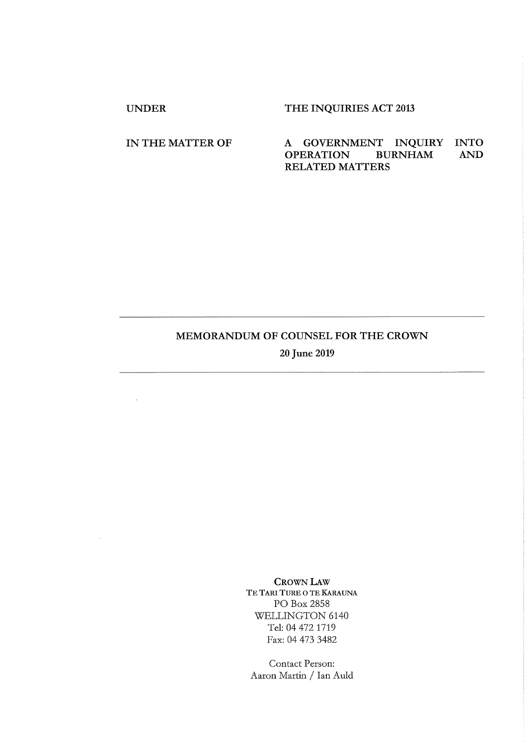| | |
|---|---|
| UNDER | THE INQUIRIES ACT 2013 |
| IN THE MATTER OF | A GOVERNMENT INQUIRY INTO OPERATION BURNHAM AND RELATED MATTERS |

---

**MEMORANDUM OF COUNSEL FOR THE CROWN**

**20 June 2019**

---

CROWN LAW
TE TARI TURE O TE KARAUNA
PO Box 2858
WELLINGTON 6140
Tel: 04 472 1719
Fax: 04 473 3482

Contact Person:
Aaron Martin / Ian Auld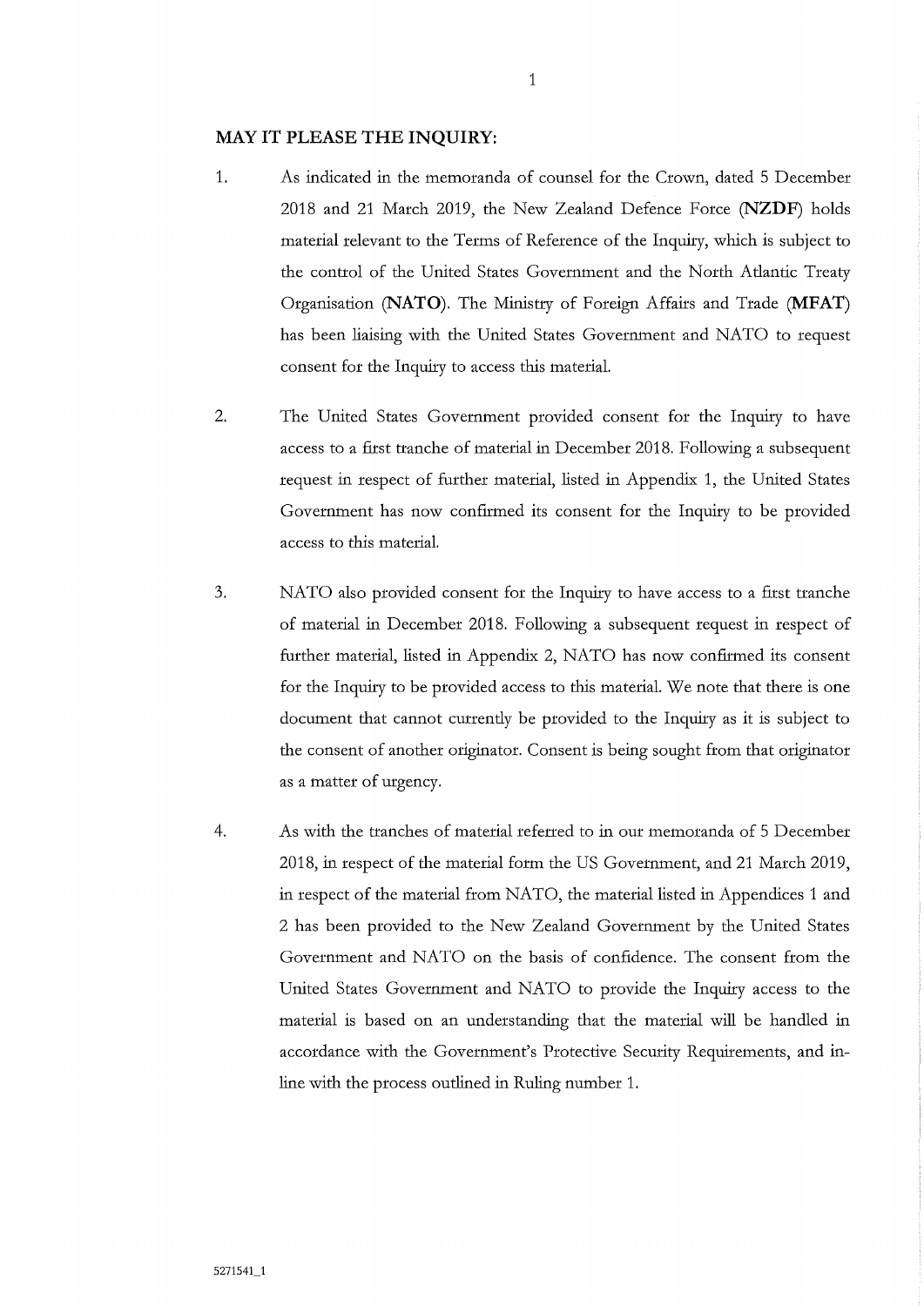**MAY IT PLEASE THE INQUIRY:**

1. As indicated in the memoranda of counsel for the Crown, dated 5 December 2018 and 21 March 2019, the New Zealand Defence Force (**NZDF**) holds material relevant to the Terms of Reference of the Inquiry, which is subject to the control of the United States Government and the North Atlantic Treaty Organisation (**NATO**). The Ministry of Foreign Affairs and Trade (**MFAT**) has been liaising with the United States Government and NATO to request consent for the Inquiry to access this material.

2. The United States Government provided consent for the Inquiry to have access to a first tranche of material in December 2018. Following a subsequent request in respect of further material, listed in Appendix 1, the United States Government has now confirmed its consent for the Inquiry to be provided access to this material.

3. NATO also provided consent for the Inquiry to have access to a first tranche of material in December 2018. Following a subsequent request in respect of further material, listed in Appendix 2, NATO has now confirmed its consent for the Inquiry to be provided access to this material. We note that there is one document that cannot currently be provided to the Inquiry as it is subject to the consent of another originator. Consent is being sought from that originator as a matter of urgency.

4. As with the tranches of material referred to in our memoranda of 5 December 2018, in respect of the material form the US Government, and 21 March 2019, in respect of the material from NATO, the material listed in Appendices 1 and 2 has been provided to the New Zealand Government by the United States Government and NATO on the basis of confidence. The consent from the United States Government and NATO to provide the Inquiry access to the material is based on an understanding that the material will be handled in accordance with the Government's Protective Security Requirements, and in-line with the process outlined in Ruling number 1.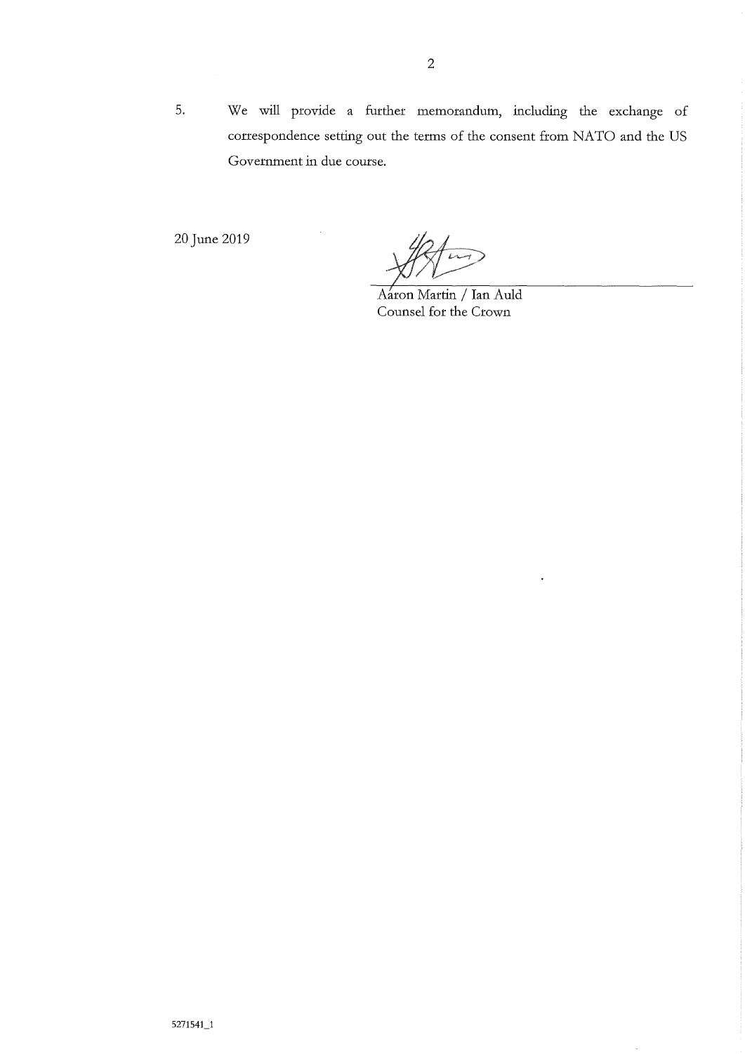5. We will provide a further memorandum, including the exchange of correspondence setting out the terms of the consent from NATO and the US Government in due course.

20 June 2019

Aaron Martin / Ian Auld
Counsel for the Crown

5271541_1